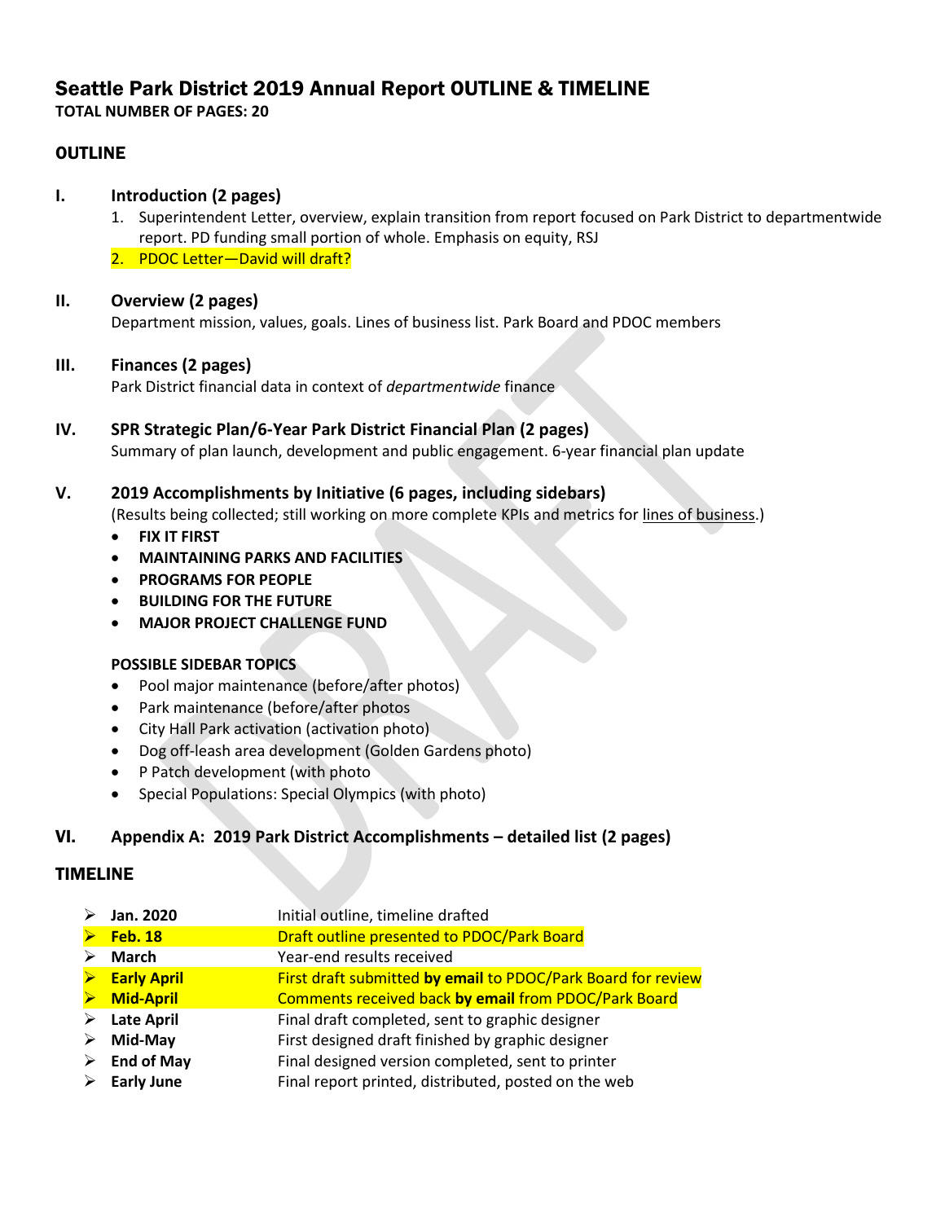# Seattle Park District 2019 Annual Report OUTLINE & TIMELINE

**TOTAL NUMBER OF PAGES: 20**

## OUTLINE

### I. Introduction (2 pages)

1. Superintendent Letter, overview, explain transition from report focused on Park District to departmentwide report. PD funding small portion of whole. Emphasis on equity, RSJ
2. PDOC Letter—David will draft?

### II. Overview (2 pages)

Department mission, values, goals. Lines of business list. Park Board and PDOC members

### III. Finances (2 pages)

Park District financial data in context of *departmentwide* finance

### IV. SPR Strategic Plan/6-Year Park District Financial Plan (2 pages)

Summary of plan launch, development and public engagement. 6-year financial plan update

### V. 2019 Accomplishments by Initiative (6 pages, including sidebars)

(Results being collected; still working on more complete KPIs and metrics for lines of business.)

- **FIX IT FIRST**
- **MAINTAINING PARKS AND FACILITIES**
- **PROGRAMS FOR PEOPLE**
- **BUILDING FOR THE FUTURE**
- **MAJOR PROJECT CHALLENGE FUND**

**POSSIBLE SIDEBAR TOPICS**

- Pool major maintenance (before/after photos)
- Park maintenance (before/after photos
- City Hall Park activation (activation photo)
- Dog off-leash area development (Golden Gardens photo)
- P Patch development (with photo
- Special Populations: Special Olympics (with photo)

### VI. Appendix A: 2019 Park District Accomplishments – detailed list (2 pages)

## TIMELINE

- **Jan. 2020** — Initial outline, timeline drafted
- **Feb. 18** — Draft outline presented to PDOC/Park Board
- **March** — Year-end results received
- **Early April** — First draft submitted **by email** to PDOC/Park Board for review
- **Mid-April** — Comments received back **by email** from PDOC/Park Board
- **Late April** — Final draft completed, sent to graphic designer
- **Mid-May** — First designed draft finished by graphic designer
- **End of May** — Final designed version completed, sent to printer
- **Early June** — Final report printed, distributed, posted on the web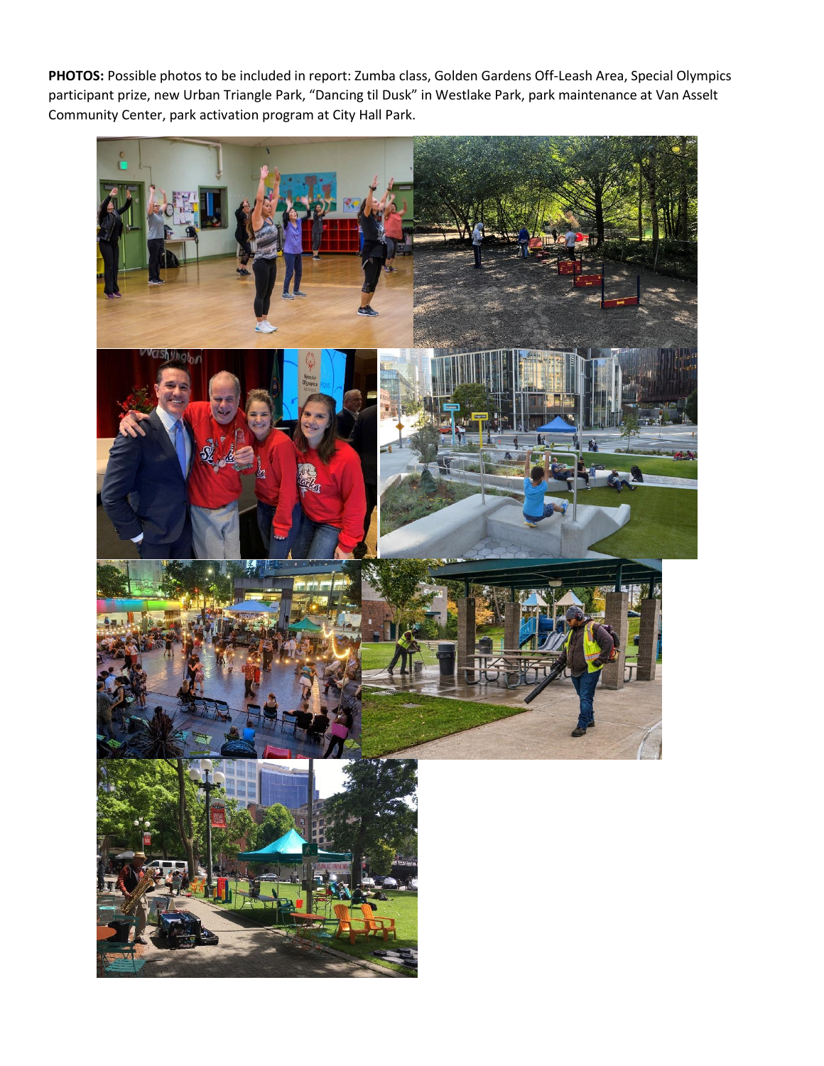**PHOTOS:** Possible photos to be included in report: Zumba class, Golden Gardens Off-Leash Area, Special Olympics participant prize, new Urban Triangle Park, "Dancing til Dusk" in Westlake Park, park maintenance at Van Asselt Community Center, park activation program at City Hall Park.